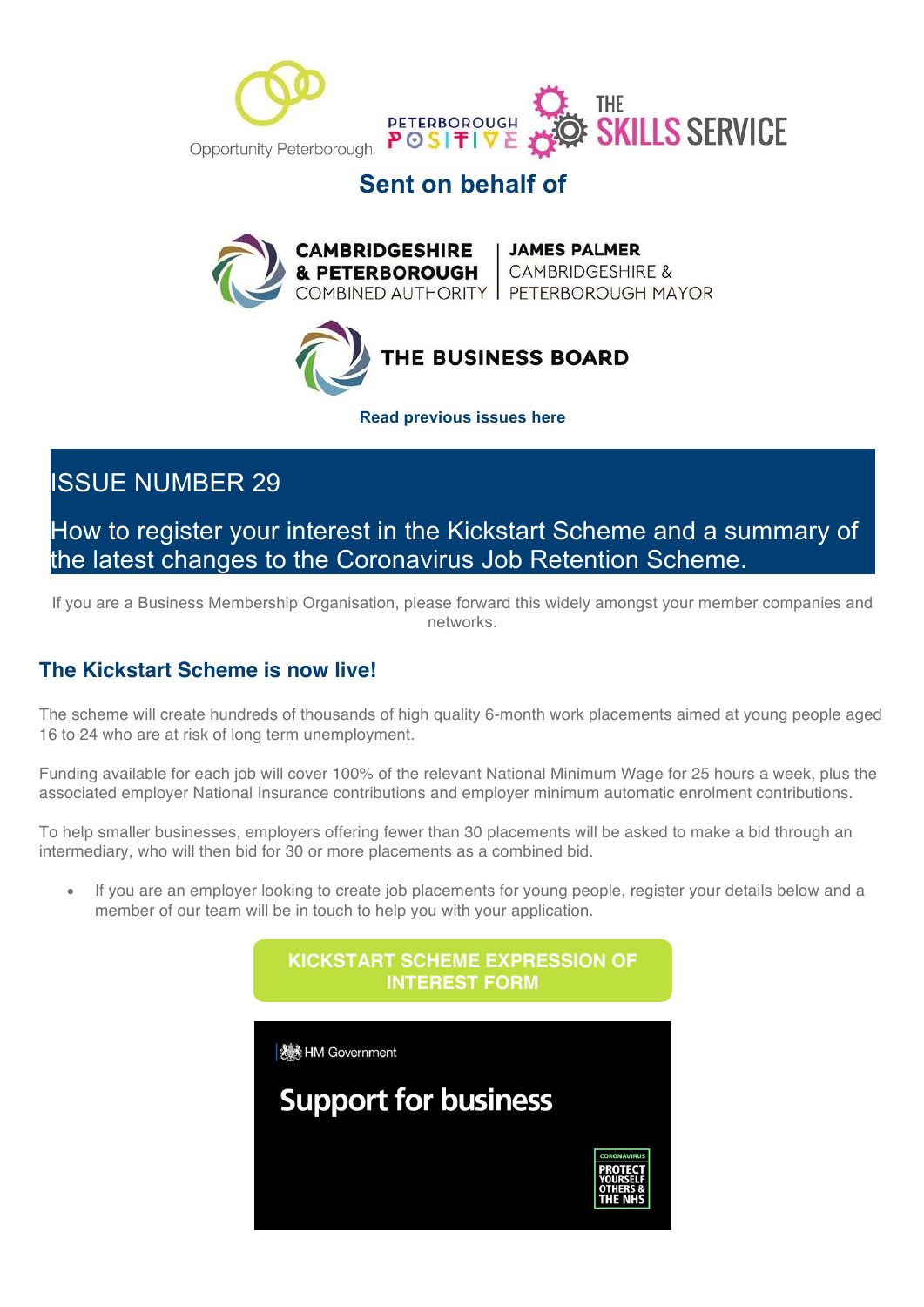Opportunity Peterborough | Peterborough Positive | The Skills Service

**Sent on behalf of**

Cambridgeshire & Peterborough Combined Authority | James Palmer Cambridgeshire & Peterborough Mayor

The Business Board

**Read previous issues here**

## ISSUE NUMBER 29

## How to register your interest in the Kickstart Scheme and a summary of the latest changes to the Coronavirus Job Retention Scheme.

If you are a Business Membership Organisation, please forward this widely amongst your member companies and networks.

### The Kickstart Scheme is now live!

The scheme will create hundreds of thousands of high quality 6-month work placements aimed at young people aged 16 to 24 who are at risk of long term unemployment.

Funding available for each job will cover 100% of the relevant National Minimum Wage for 25 hours a week, plus the associated employer National Insurance contributions and employer minimum automatic enrolment contributions.

To help smaller businesses, employers offering fewer than 30 placements will be asked to make a bid through an intermediary, who will then bid for 30 or more placements as a combined bid.

- If you are an employer looking to create job placements for young people, register your details below and a member of our team will be in touch to help you with your application.

**KICKSTART SCHEME EXPRESSION OF INTEREST FORM**

HM Government

**Support for business**

CORONAVIRUS PROTECT YOURSELF OTHERS & THE NHS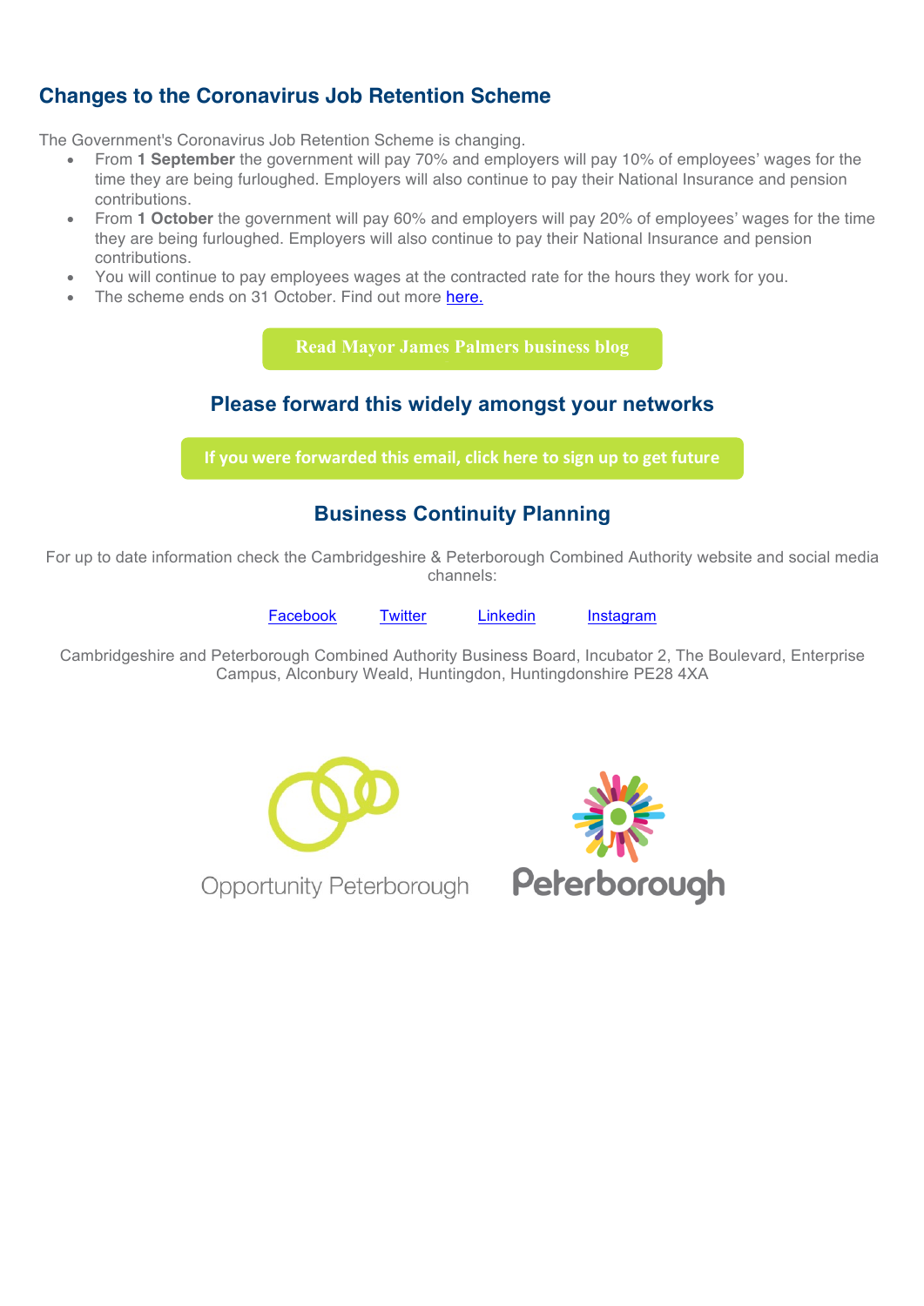## Changes to the Coronavirus Job Retention Scheme

The Government's Coronavirus Job Retention Scheme is changing.

- From **1 September** the government will pay 70% and employers will pay 10% of employees' wages for the time they are being furloughed. Employers will also continue to pay their National Insurance and pension contributions.
- From **1 October** the government will pay 60% and employers will pay 20% of employees' wages for the time they are being furloughed. Employers will also continue to pay their National Insurance and pension contributions.
- You will continue to pay employees wages at the contracted rate for the hours they work for you.
- The scheme ends on 31 October. Find out more here.

**Read Mayor James Palmers business blog**

## Please forward this widely amongst your networks

**If you were forwarded this email, click here to sign up to get future**

## Business Continuity Planning

For up to date information check the Cambridgeshire & Peterborough Combined Authority website and social media channels:

Facebook Twitter Linkedin Instagram

Cambridgeshire and Peterborough Combined Authority Business Board, Incubator 2, The Boulevard, Enterprise Campus, Alconbury Weald, Huntingdon, Huntingdonshire PE28 4XA

Opportunity Peterborough

Peterborough